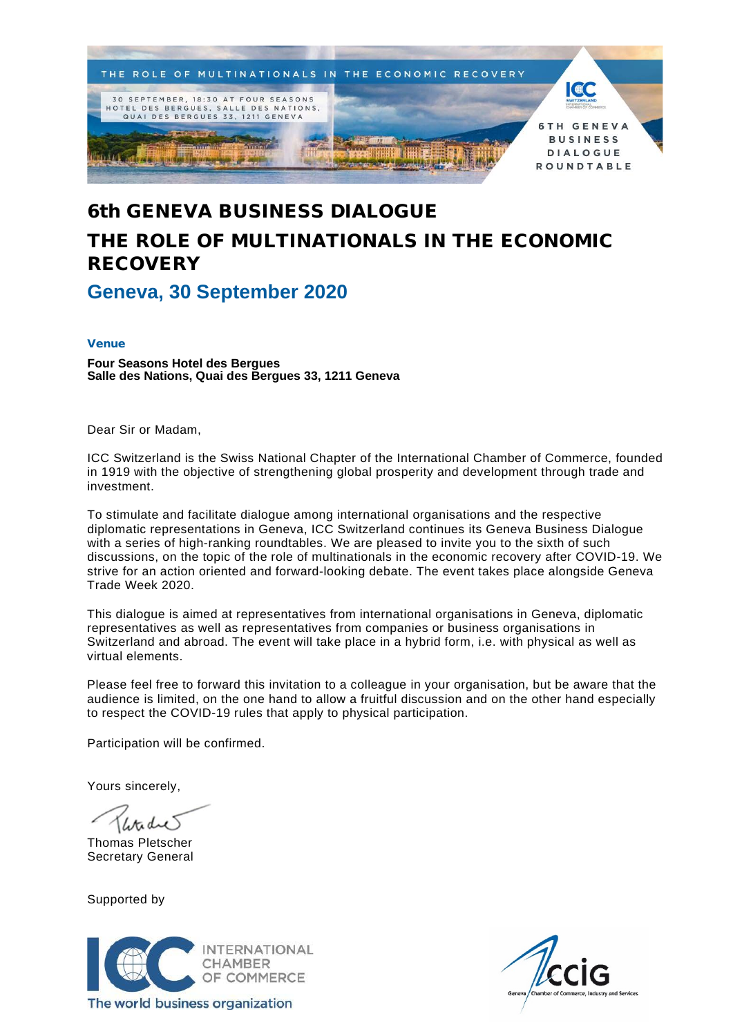# 6th GENEVA BUSINESS DIALOGUE

# THE ROLE OF MULTINATIONALS IN THE ECONOMIC RECOVERY

## Geneva, 30 September 2020

### Venue

**Four Seasons Hotel des Bergues**
**Salle des Nations, Quai des Bergues 33, 1211 Geneva**

Dear Sir or Madam,

ICC Switzerland is the Swiss National Chapter of the International Chamber of Commerce, founded in 1919 with the objective of strengthening global prosperity and development through trade and investment.

To stimulate and facilitate dialogue among international organisations and the respective diplomatic representations in Geneva, ICC Switzerland continues its Geneva Business Dialogue with a series of high-ranking roundtables. We are pleased to invite you to the sixth of such discussions, on the topic of the role of multinationals in the economic recovery after COVID-19. We strive for an action oriented and forward-looking debate. The event takes place alongside Geneva Trade Week 2020.

This dialogue is aimed at representatives from international organisations in Geneva, diplomatic representatives as well as representatives from companies or business organisations in Switzerland and abroad. The event will take place in a hybrid form, i.e. with physical as well as virtual elements.

Please feel free to forward this invitation to a colleague in your organisation, but be aware that the audience is limited, on the one hand to allow a fruitful discussion and on the other hand especially to respect the COVID-19 rules that apply to physical participation.

Participation will be confirmed.

Yours sincerely,

Thomas Pletscher
Secretary General

Supported by

INTERNATIONAL CHAMBER OF COMMERCE
The world business organization

CCIG
Geneva Chamber of Commerce, Industry and Services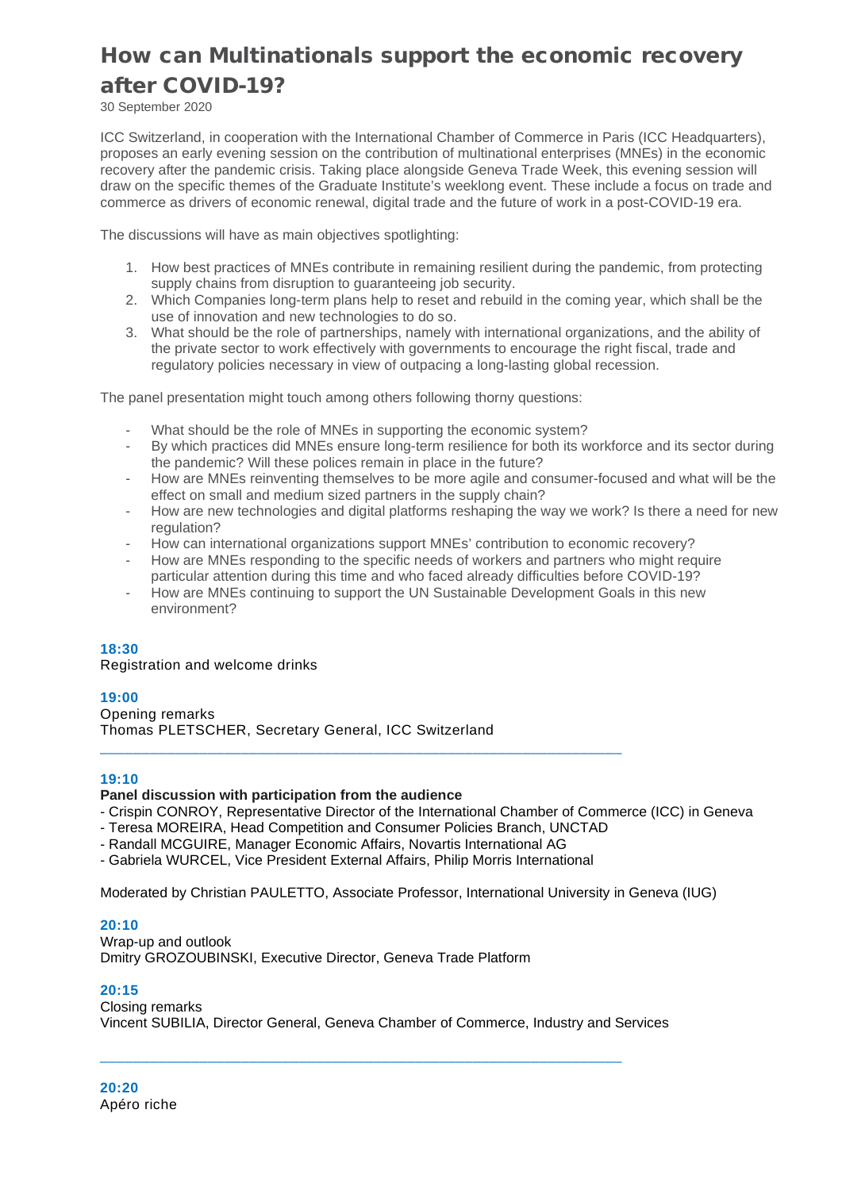# How can Multinationals support the economic recovery after COVID-19?

30 September 2020

ICC Switzerland, in cooperation with the International Chamber of Commerce in Paris (ICC Headquarters), proposes an early evening session on the contribution of multinational enterprises (MNEs) in the economic recovery after the pandemic crisis. Taking place alongside Geneva Trade Week, this evening session will draw on the specific themes of the Graduate Institute's weeklong event. These include a focus on trade and commerce as drivers of economic renewal, digital trade and the future of work in a post-COVID-19 era.

The discussions will have as main objectives spotlighting:

1. How best practices of MNEs contribute in remaining resilient during the pandemic, from protecting supply chains from disruption to guaranteeing job security.
2. Which Companies long-term plans help to reset and rebuild in the coming year, which shall be the use of innovation and new technologies to do so.
3. What should be the role of partnerships, namely with international organizations, and the ability of the private sector to work effectively with governments to encourage the right fiscal, trade and regulatory policies necessary in view of outpacing a long-lasting global recession.

The panel presentation might touch among others following thorny questions:

- What should be the role of MNEs in supporting the economic system?
- By which practices did MNEs ensure long-term resilience for both its workforce and its sector during the pandemic? Will these polices remain in place in the future?
- How are MNEs reinventing themselves to be more agile and consumer-focused and what will be the effect on small and medium sized partners in the supply chain?
- How are new technologies and digital platforms reshaping the way we work? Is there a need for new regulation?
- How can international organizations support MNEs' contribution to economic recovery?
- How are MNEs responding to the specific needs of workers and partners who might require particular attention during this time and who faced already difficulties before COVID-19?
- How are MNEs continuing to support the UN Sustainable Development Goals in this new environment?

**18:30**
Registration and welcome drinks

**19:00**
Opening remarks
Thomas PLETSCHER, Secretary General, ICC Switzerland

---

**19:10**
**Panel discussion with participation from the audience**
- Crispin CONROY, Representative Director of the International Chamber of Commerce (ICC) in Geneva
- Teresa MOREIRA, Head Competition and Consumer Policies Branch, UNCTAD
- Randall MCGUIRE, Manager Economic Affairs, Novartis International AG
- Gabriela WURCEL, Vice President External Affairs, Philip Morris International

Moderated by Christian PAULETTO, Associate Professor, International University in Geneva (IUG)

**20:10**
Wrap-up and outlook
Dmitry GROZOUBINSKI, Executive Director, Geneva Trade Platform

**20:15**
Closing remarks
Vincent SUBILIA, Director General, Geneva Chamber of Commerce, Industry and Services

---

**20:20**
Apéro riche